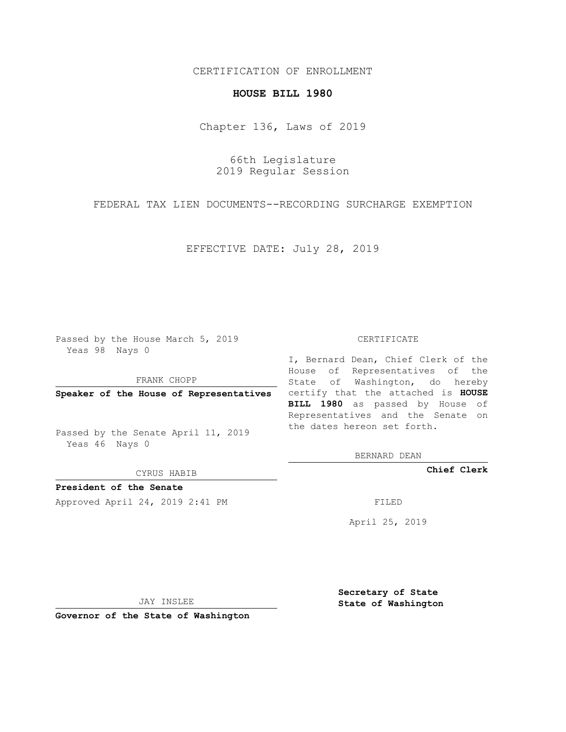CERTIFICATION OF ENROLLMENT

**HOUSE BILL 1980**

Chapter 136, Laws of 2019

66th Legislature
2019 Regular Session

FEDERAL TAX LIEN DOCUMENTS--RECORDING SURCHARGE EXEMPTION

EFFECTIVE DATE: July 28, 2019

Passed by the House March 5, 2019
Yeas 98 Nays 0

FRANK CHOPP

**Speaker of the House of Representatives**

Passed by the Senate April 11, 2019
Yeas 46 Nays 0

CYRUS HABIB

**President of the Senate**

Approved April 24, 2019 2:41 PM

JAY INSLEE

**Governor of the State of Washington**

CERTIFICATE

I, Bernard Dean, Chief Clerk of the House of Representatives of the State of Washington, do hereby certify that the attached is **HOUSE BILL 1980** as passed by House of Representatives and the Senate on the dates hereon set forth.

BERNARD DEAN

**Chief Clerk**

FILED

April 25, 2019

**Secretary of State**
**State of Washington**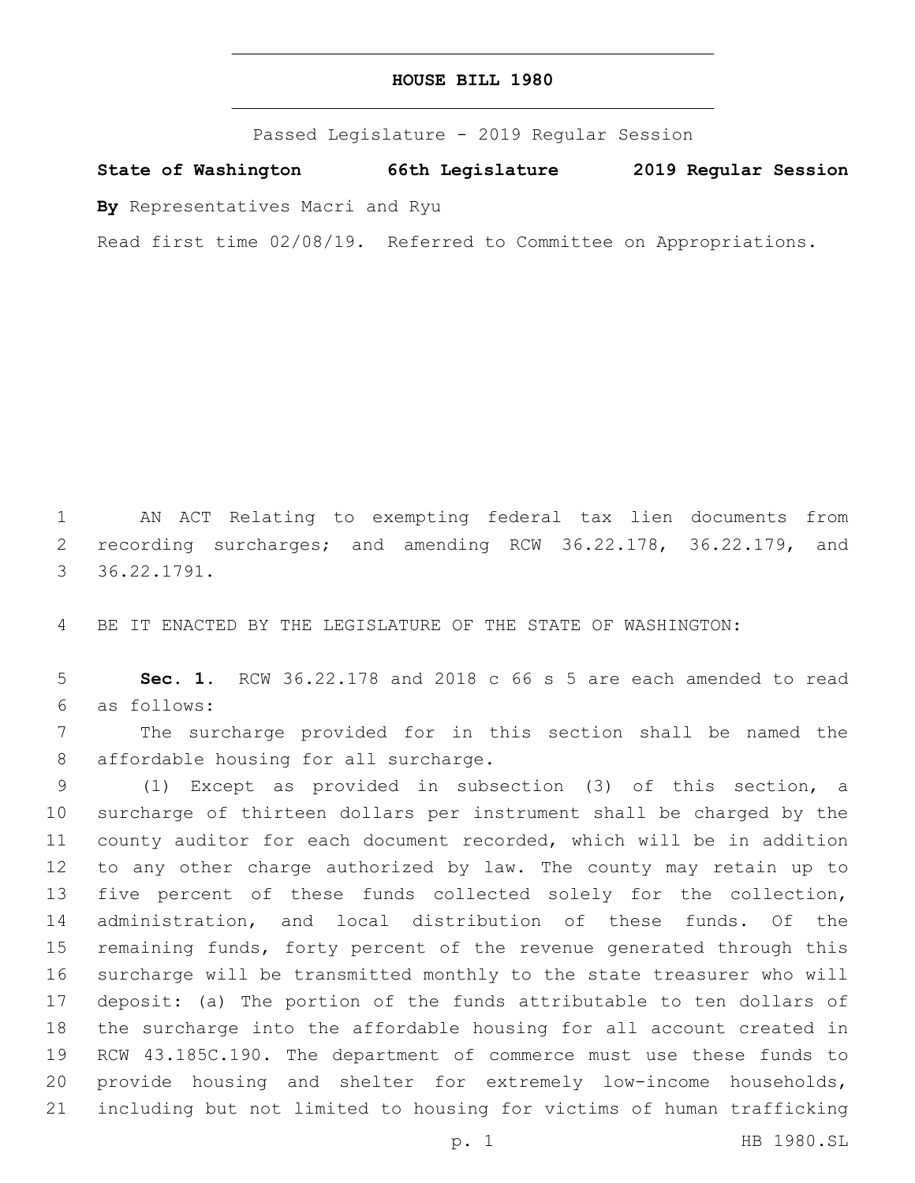# HOUSE BILL 1980

Passed Legislature - 2019 Regular Session

**State of Washington 66th Legislature 2019 Regular Session**

**By** Representatives Macri and Ryu

Read first time 02/08/19. Referred to Committee on Appropriations.

AN ACT Relating to exempting federal tax lien documents from recording surcharges; and amending RCW 36.22.178, 36.22.179, and 36.22.1791.

BE IT ENACTED BY THE LEGISLATURE OF THE STATE OF WASHINGTON:

**Sec. 1.** RCW 36.22.178 and 2018 c 66 s 5 are each amended to read as follows:

The surcharge provided for in this section shall be named the affordable housing for all surcharge.

(1) Except as provided in subsection (3) of this section, a surcharge of thirteen dollars per instrument shall be charged by the county auditor for each document recorded, which will be in addition to any other charge authorized by law. The county may retain up to five percent of these funds collected solely for the collection, administration, and local distribution of these funds. Of the remaining funds, forty percent of the revenue generated through this surcharge will be transmitted monthly to the state treasurer who will deposit: (a) The portion of the funds attributable to ten dollars of the surcharge into the affordable housing for all account created in RCW 43.185C.190. The department of commerce must use these funds to provide housing and shelter for extremely low-income households, including but not limited to housing for victims of human trafficking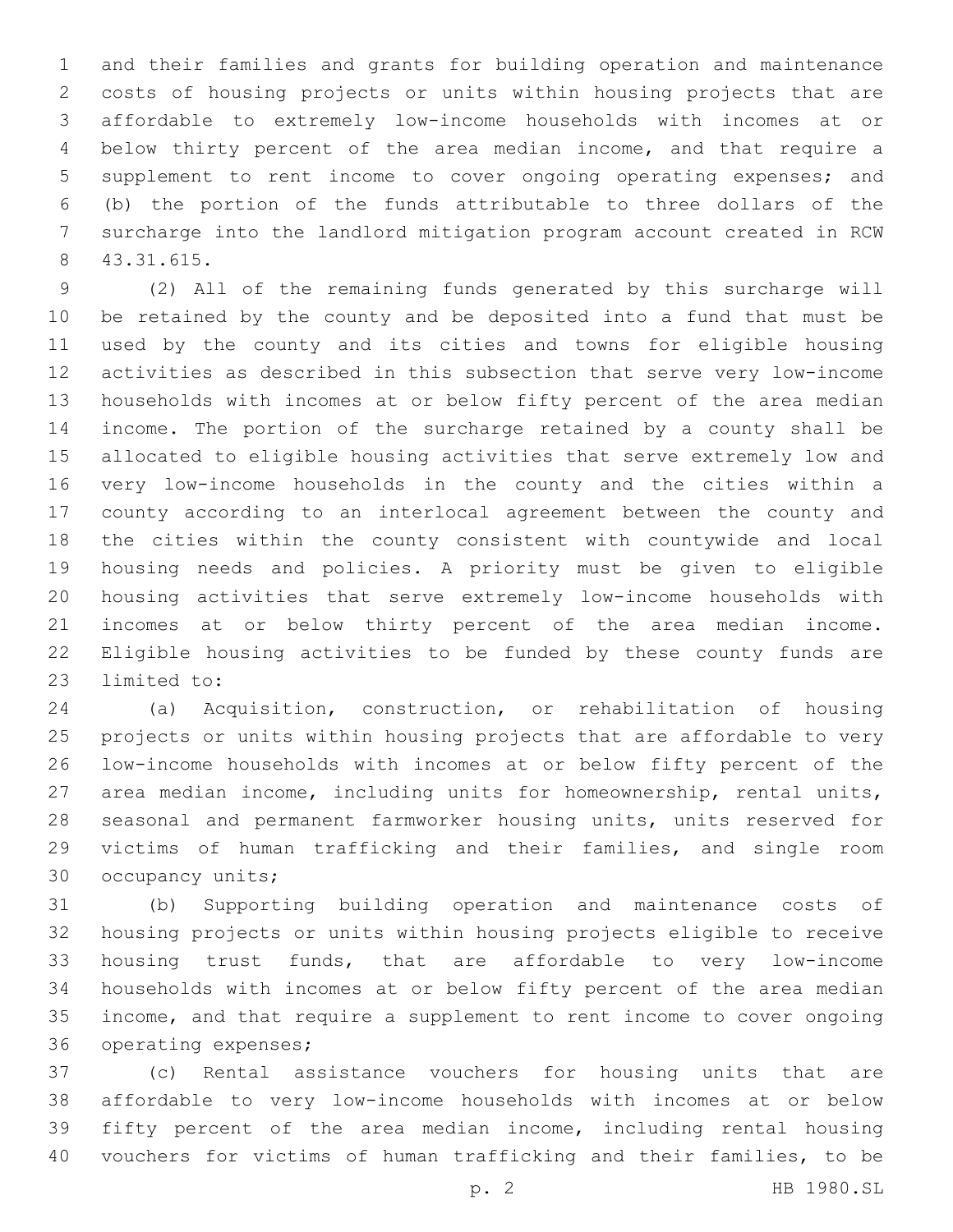and their families and grants for building operation and maintenance costs of housing projects or units within housing projects that are affordable to extremely low-income households with incomes at or below thirty percent of the area median income, and that require a supplement to rent income to cover ongoing operating expenses; and (b) the portion of the funds attributable to three dollars of the surcharge into the landlord mitigation program account created in RCW 43.31.615.

(2) All of the remaining funds generated by this surcharge will be retained by the county and be deposited into a fund that must be used by the county and its cities and towns for eligible housing activities as described in this subsection that serve very low-income households with incomes at or below fifty percent of the area median income. The portion of the surcharge retained by a county shall be allocated to eligible housing activities that serve extremely low and very low-income households in the county and the cities within a county according to an interlocal agreement between the county and the cities within the county consistent with countywide and local housing needs and policies. A priority must be given to eligible housing activities that serve extremely low-income households with incomes at or below thirty percent of the area median income. Eligible housing activities to be funded by these county funds are limited to:

(a) Acquisition, construction, or rehabilitation of housing projects or units within housing projects that are affordable to very low-income households with incomes at or below fifty percent of the area median income, including units for homeownership, rental units, seasonal and permanent farmworker housing units, units reserved for victims of human trafficking and their families, and single room occupancy units;

(b) Supporting building operation and maintenance costs of housing projects or units within housing projects eligible to receive housing trust funds, that are affordable to very low-income households with incomes at or below fifty percent of the area median income, and that require a supplement to rent income to cover ongoing operating expenses;

(c) Rental assistance vouchers for housing units that are affordable to very low-income households with incomes at or below fifty percent of the area median income, including rental housing vouchers for victims of human trafficking and their families, to be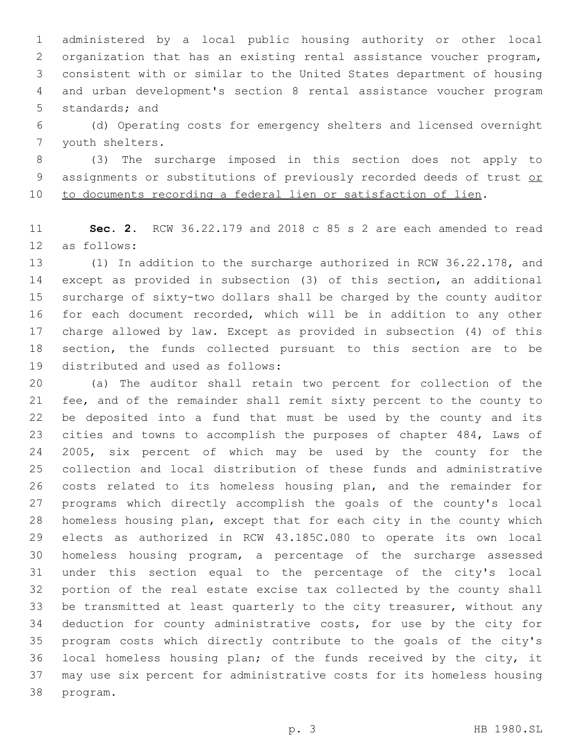administered by a local public housing authority or other local organization that has an existing rental assistance voucher program, consistent with or similar to the United States department of housing and urban development's section 8 rental assistance voucher program standards; and

(d) Operating costs for emergency shelters and licensed overnight youth shelters.

(3) The surcharge imposed in this section does not apply to assignments or substitutions of previously recorded deeds of trust <u>or to documents recording a federal lien or satisfaction of lien</u>.

**Sec. 2.** RCW 36.22.179 and 2018 c 85 s 2 are each amended to read as follows:

(1) In addition to the surcharge authorized in RCW 36.22.178, and except as provided in subsection (3) of this section, an additional surcharge of sixty-two dollars shall be charged by the county auditor for each document recorded, which will be in addition to any other charge allowed by law. Except as provided in subsection (4) of this section, the funds collected pursuant to this section are to be distributed and used as follows:

(a) The auditor shall retain two percent for collection of the fee, and of the remainder shall remit sixty percent to the county to be deposited into a fund that must be used by the county and its cities and towns to accomplish the purposes of chapter 484, Laws of 2005, six percent of which may be used by the county for the collection and local distribution of these funds and administrative costs related to its homeless housing plan, and the remainder for programs which directly accomplish the goals of the county's local homeless housing plan, except that for each city in the county which elects as authorized in RCW 43.185C.080 to operate its own local homeless housing program, a percentage of the surcharge assessed under this section equal to the percentage of the city's local portion of the real estate excise tax collected by the county shall be transmitted at least quarterly to the city treasurer, without any deduction for county administrative costs, for use by the city for program costs which directly contribute to the goals of the city's local homeless housing plan; of the funds received by the city, it may use six percent for administrative costs for its homeless housing program.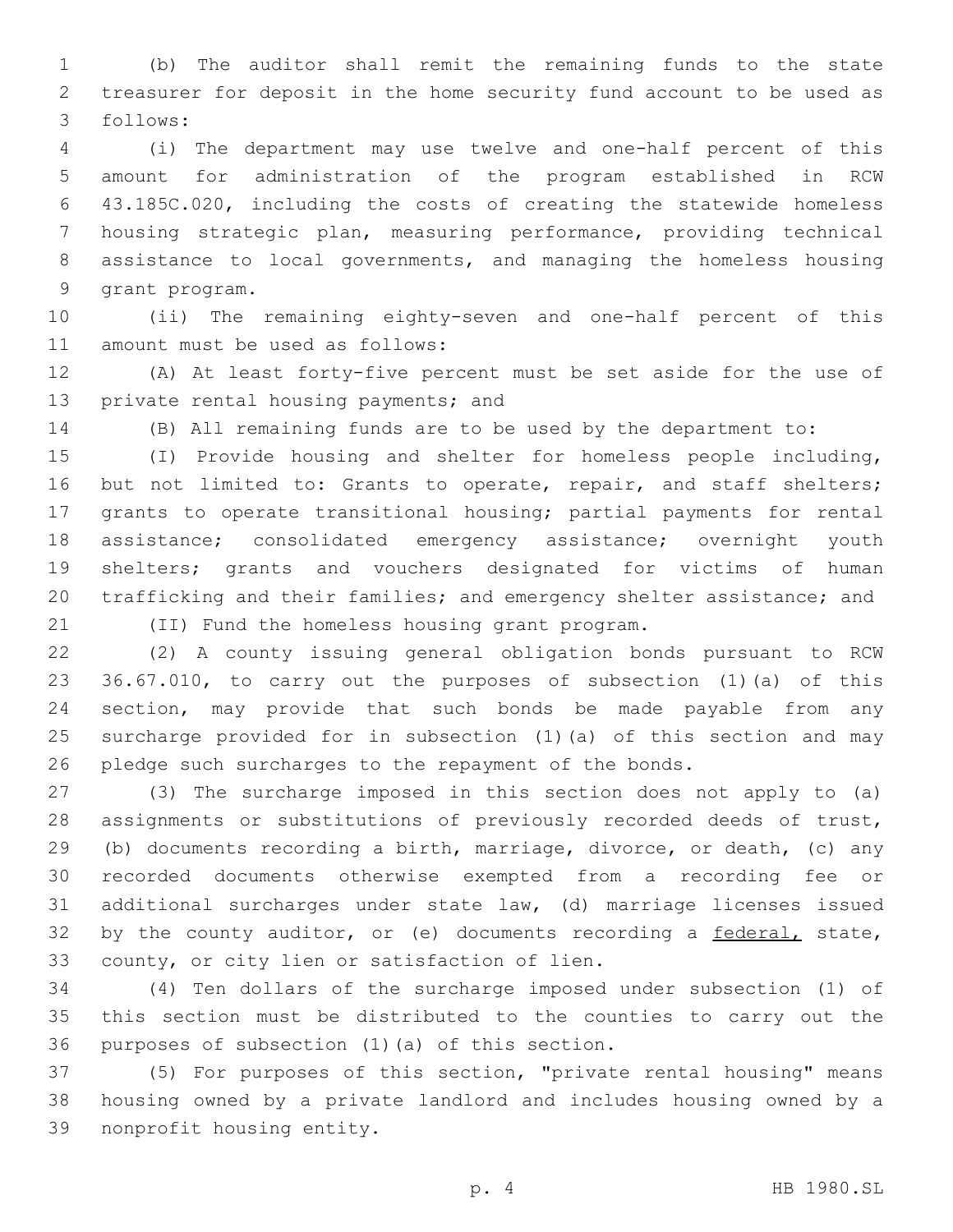(b) The auditor shall remit the remaining funds to the state treasurer for deposit in the home security fund account to be used as follows:

(i) The department may use twelve and one-half percent of this amount for administration of the program established in RCW 43.185C.020, including the costs of creating the statewide homeless housing strategic plan, measuring performance, providing technical assistance to local governments, and managing the homeless housing grant program.

(ii) The remaining eighty-seven and one-half percent of this amount must be used as follows:

(A) At least forty-five percent must be set aside for the use of private rental housing payments; and

(B) All remaining funds are to be used by the department to:

(I) Provide housing and shelter for homeless people including, but not limited to: Grants to operate, repair, and staff shelters; grants to operate transitional housing; partial payments for rental assistance; consolidated emergency assistance; overnight youth shelters; grants and vouchers designated for victims of human trafficking and their families; and emergency shelter assistance; and

(II) Fund the homeless housing grant program.

(2) A county issuing general obligation bonds pursuant to RCW 36.67.010, to carry out the purposes of subsection (1)(a) of this section, may provide that such bonds be made payable from any surcharge provided for in subsection (1)(a) of this section and may pledge such surcharges to the repayment of the bonds.

(3) The surcharge imposed in this section does not apply to (a) assignments or substitutions of previously recorded deeds of trust, (b) documents recording a birth, marriage, divorce, or death, (c) any recorded documents otherwise exempted from a recording fee or additional surcharges under state law, (d) marriage licenses issued by the county auditor, or (e) documents recording a <u>federal,</u> state, county, or city lien or satisfaction of lien.

(4) Ten dollars of the surcharge imposed under subsection (1) of this section must be distributed to the counties to carry out the purposes of subsection (1)(a) of this section.

(5) For purposes of this section, "private rental housing" means housing owned by a private landlord and includes housing owned by a nonprofit housing entity.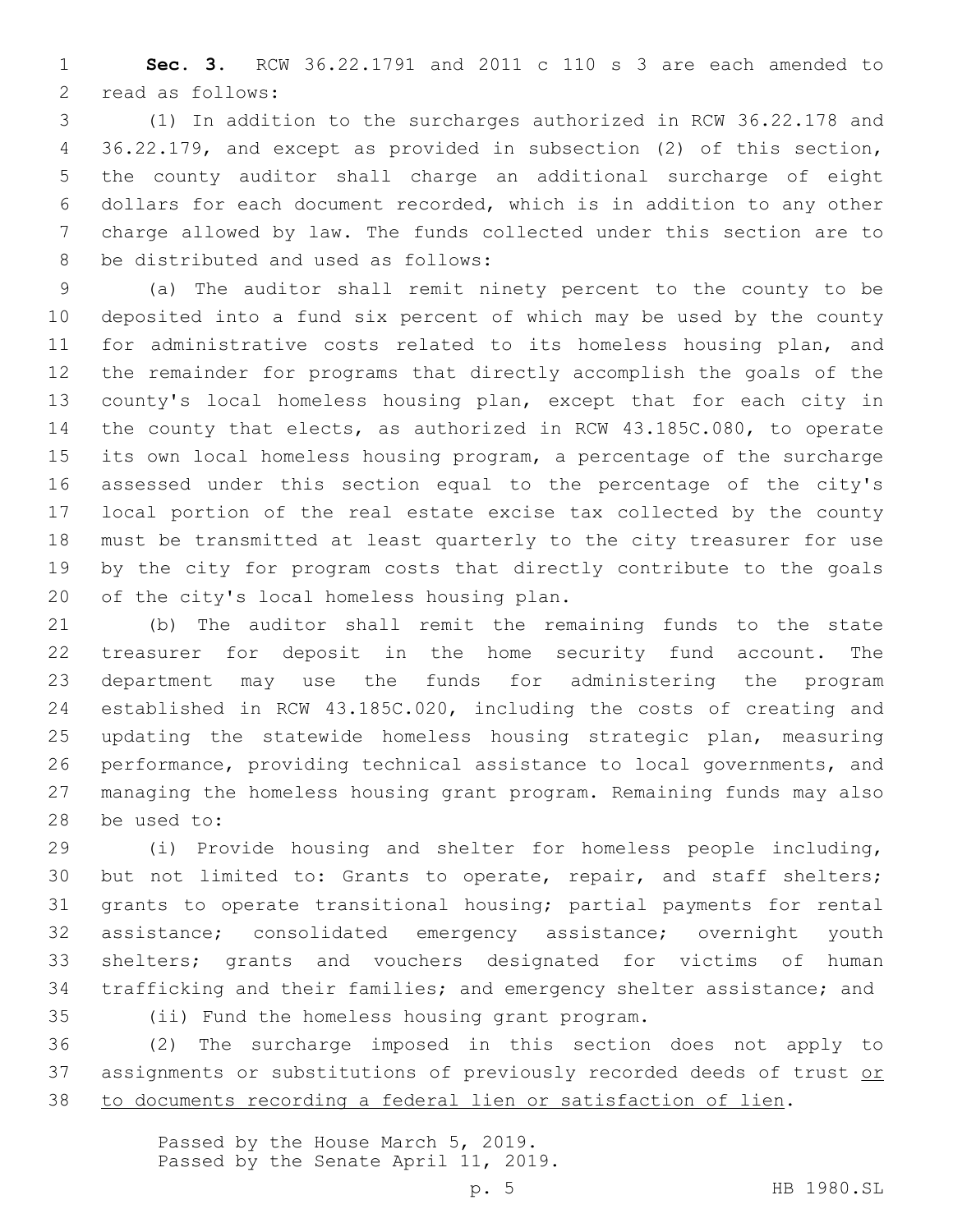**Sec. 3.** RCW 36.22.1791 and 2011 c 110 s 3 are each amended to read as follows:

(1) In addition to the surcharges authorized in RCW 36.22.178 and 36.22.179, and except as provided in subsection (2) of this section, the county auditor shall charge an additional surcharge of eight dollars for each document recorded, which is in addition to any other charge allowed by law. The funds collected under this section are to be distributed and used as follows:

(a) The auditor shall remit ninety percent to the county to be deposited into a fund six percent of which may be used by the county for administrative costs related to its homeless housing plan, and the remainder for programs that directly accomplish the goals of the county's local homeless housing plan, except that for each city in the county that elects, as authorized in RCW 43.185C.080, to operate its own local homeless housing program, a percentage of the surcharge assessed under this section equal to the percentage of the city's local portion of the real estate excise tax collected by the county must be transmitted at least quarterly to the city treasurer for use by the city for program costs that directly contribute to the goals of the city's local homeless housing plan.

(b) The auditor shall remit the remaining funds to the state treasurer for deposit in the home security fund account. The department may use the funds for administering the program established in RCW 43.185C.020, including the costs of creating and updating the statewide homeless housing strategic plan, measuring performance, providing technical assistance to local governments, and managing the homeless housing grant program. Remaining funds may also be used to:

(i) Provide housing and shelter for homeless people including, but not limited to: Grants to operate, repair, and staff shelters; grants to operate transitional housing; partial payments for rental assistance; consolidated emergency assistance; overnight youth shelters; grants and vouchers designated for victims of human trafficking and their families; and emergency shelter assistance; and

(ii) Fund the homeless housing grant program.

(2) The surcharge imposed in this section does not apply to assignments or substitutions of previously recorded deeds of trust <u>or to documents recording a federal lien or satisfaction of lien</u>.

Passed by the House March 5, 2019.
Passed by the Senate April 11, 2019.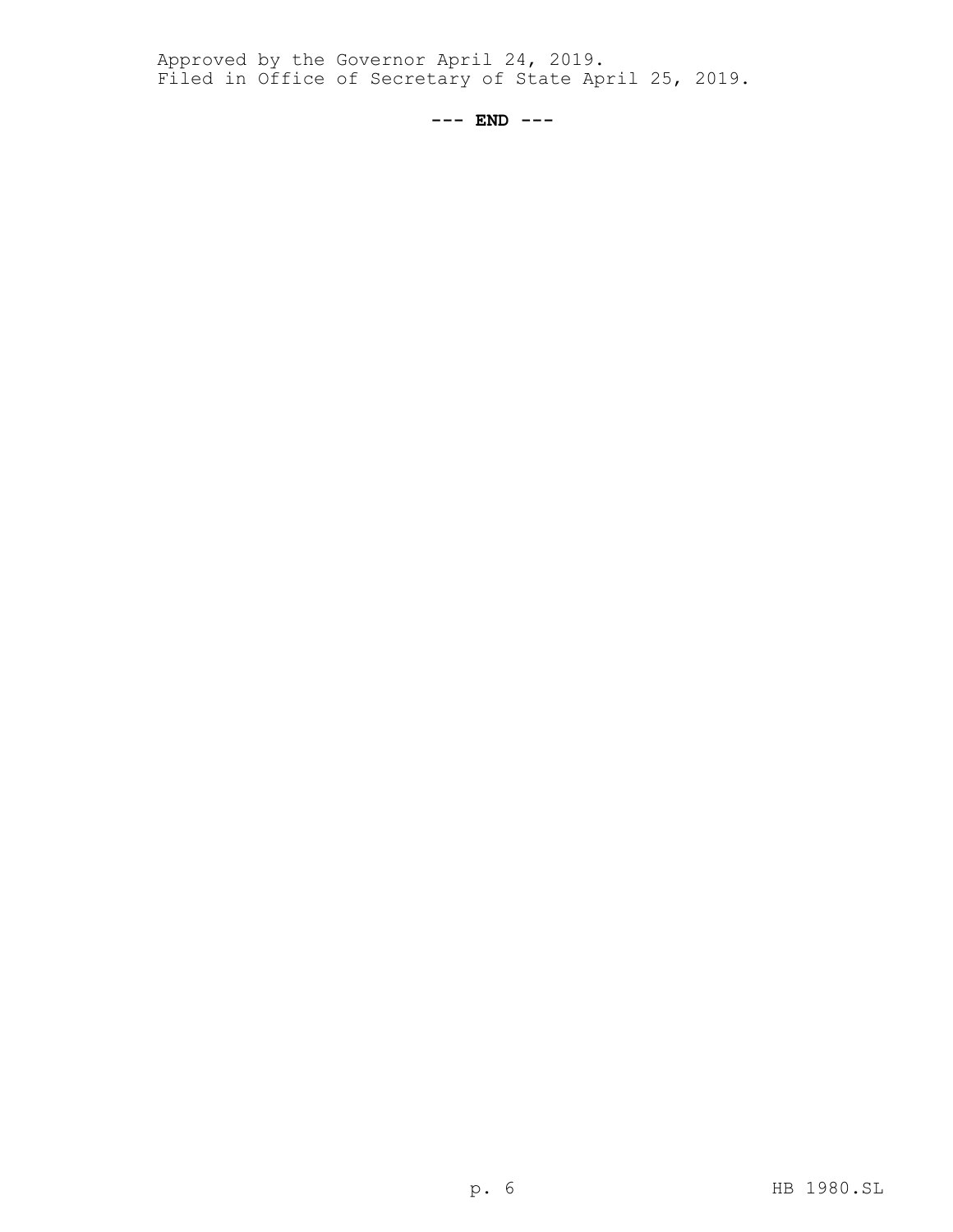Approved by the Governor April 24, 2019.
Filed in Office of Secretary of State April 25, 2019.

**--- END ---**